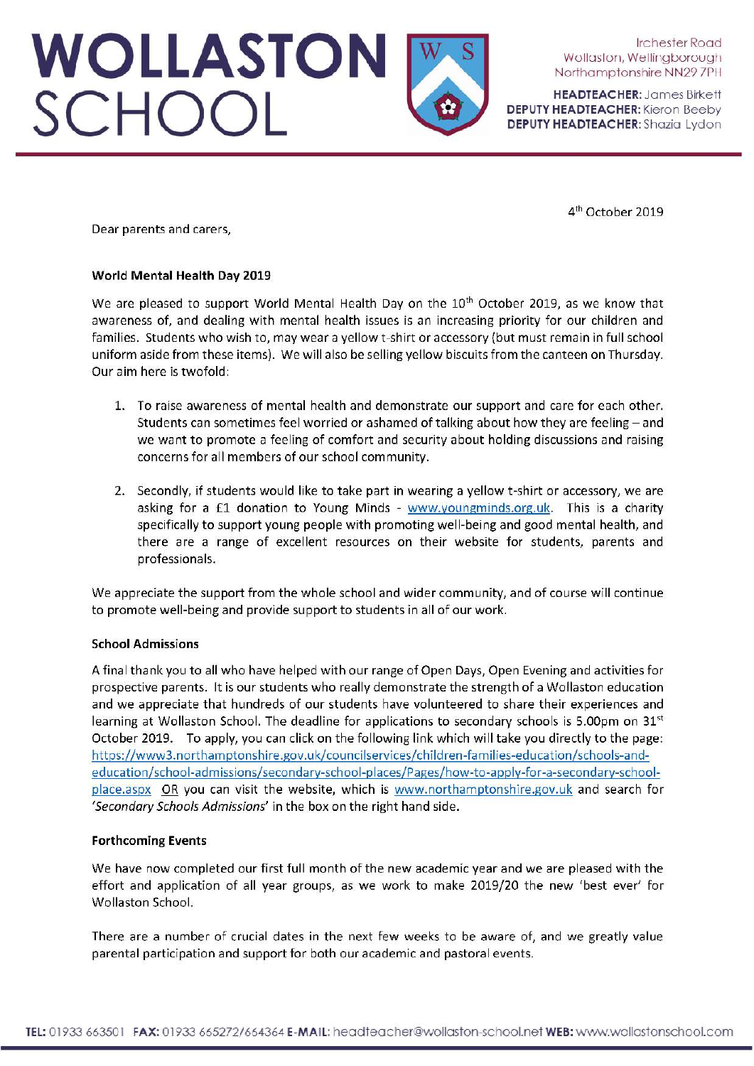# WOLLASTON SCHOOL

Irchester Road
Wollaston, Wellingborough
Northamptonshire NN29 7PH

**HEADTEACHER:** James Birkett
**DEPUTY HEADTEACHER:** Kieron Beeby
**DEPUTY HEADTEACHER:** Shazia Lydon

4th October 2019

Dear parents and carers,

**World Mental Health Day 2019**

We are pleased to support World Mental Health Day on the 10th October 2019, as we know that awareness of, and dealing with mental health issues is an increasing priority for our children and families. Students who wish to, may wear a yellow t-shirt or accessory (but must remain in full school uniform aside from these items). We will also be selling yellow biscuits from the canteen on Thursday. Our aim here is twofold:

1. To raise awareness of mental health and demonstrate our support and care for each other. Students can sometimes feel worried or ashamed of talking about how they are feeling – and we want to promote a feeling of comfort and security about holding discussions and raising concerns for all members of our school community.

2. Secondly, if students would like to take part in wearing a yellow t-shirt or accessory, we are asking for a £1 donation to Young Minds - www.youngminds.org.uk. This is a charity specifically to support young people with promoting well-being and good mental health, and there are a range of excellent resources on their website for students, parents and professionals.

We appreciate the support from the whole school and wider community, and of course will continue to promote well-being and provide support to students in all of our work.

**School Admissions**

A final thank you to all who have helped with our range of Open Days, Open Evening and activities for prospective parents. It is our students who really demonstrate the strength of a Wollaston education and we appreciate that hundreds of our students have volunteered to share their experiences and learning at Wollaston School. The deadline for applications to secondary schools is 5.00pm on 31st October 2019. To apply, you can click on the following link which will take you directly to the page: https://www3.northamptonshire.gov.uk/councilservices/children-families-education/schools-and-education/school-admissions/secondary-school-places/Pages/how-to-apply-for-a-secondary-school-place.aspx OR you can visit the website, which is www.northamptonshire.gov.uk and search for '*Secondary Schools Admissions*' in the box on the right hand side.

**Forthcoming Events**

We have now completed our first full month of the new academic year and we are pleased with the effort and application of all year groups, as we work to make 2019/20 the new 'best ever' for Wollaston School.

There are a number of crucial dates in the next few weeks to be aware of, and we greatly value parental participation and support for both our academic and pastoral events.

**TEL:** 01933 663501 **FAX:** 01933 665272/664364 **E-MAIL:** headteacher@wollaston-school.net **WEB:** www.wollastonschool.com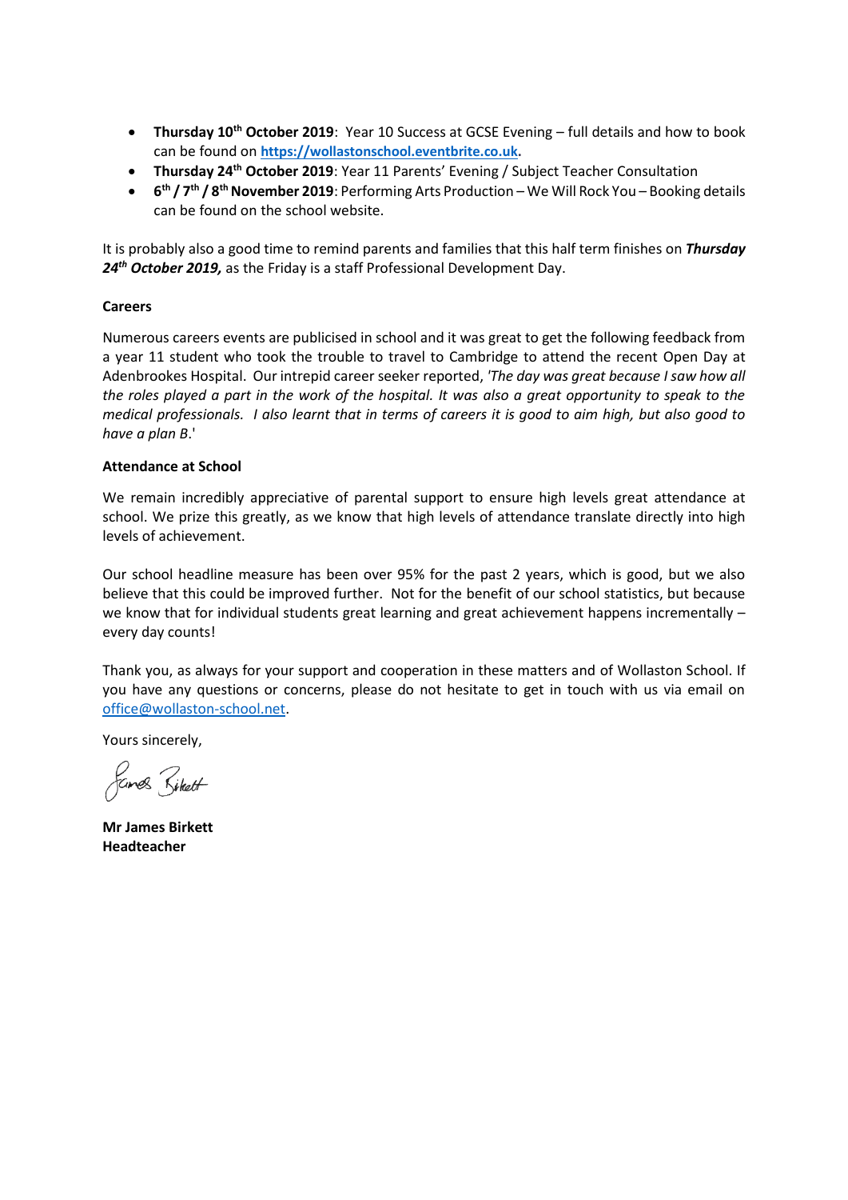- **Thursday 10th October 2019**: Year 10 Success at GCSE Evening – full details and how to book can be found on **https://wollastonschool.eventbrite.co.uk.**
- **Thursday 24th October 2019**: Year 11 Parents' Evening / Subject Teacher Consultation
- **6th / 7th / 8th November 2019**: Performing Arts Production – We Will Rock You – Booking details can be found on the school website.

It is probably also a good time to remind parents and families that this half term finishes on ***Thursday 24th October 2019,*** as the Friday is a staff Professional Development Day.

**Careers**

Numerous careers events are publicised in school and it was great to get the following feedback from a year 11 student who took the trouble to travel to Cambridge to attend the recent Open Day at Adenbrookes Hospital. Our intrepid career seeker reported, *'The day was great because I saw how all the roles played a part in the work of the hospital. It was also a great opportunity to speak to the medical professionals. I also learnt that in terms of careers it is good to aim high, but also good to have a plan B*.'

**Attendance at School**

We remain incredibly appreciative of parental support to ensure high levels great attendance at school. We prize this greatly, as we know that high levels of attendance translate directly into high levels of achievement.

Our school headline measure has been over 95% for the past 2 years, which is good, but we also believe that this could be improved further. Not for the benefit of our school statistics, but because we know that for individual students great learning and great achievement happens incrementally – every day counts!

Thank you, as always for your support and cooperation in these matters and of Wollaston School. If you have any questions or concerns, please do not hesitate to get in touch with us via email on office@wollaston-school.net.

Yours sincerely,

James Birkett

**Mr James Birkett**
**Headteacher**